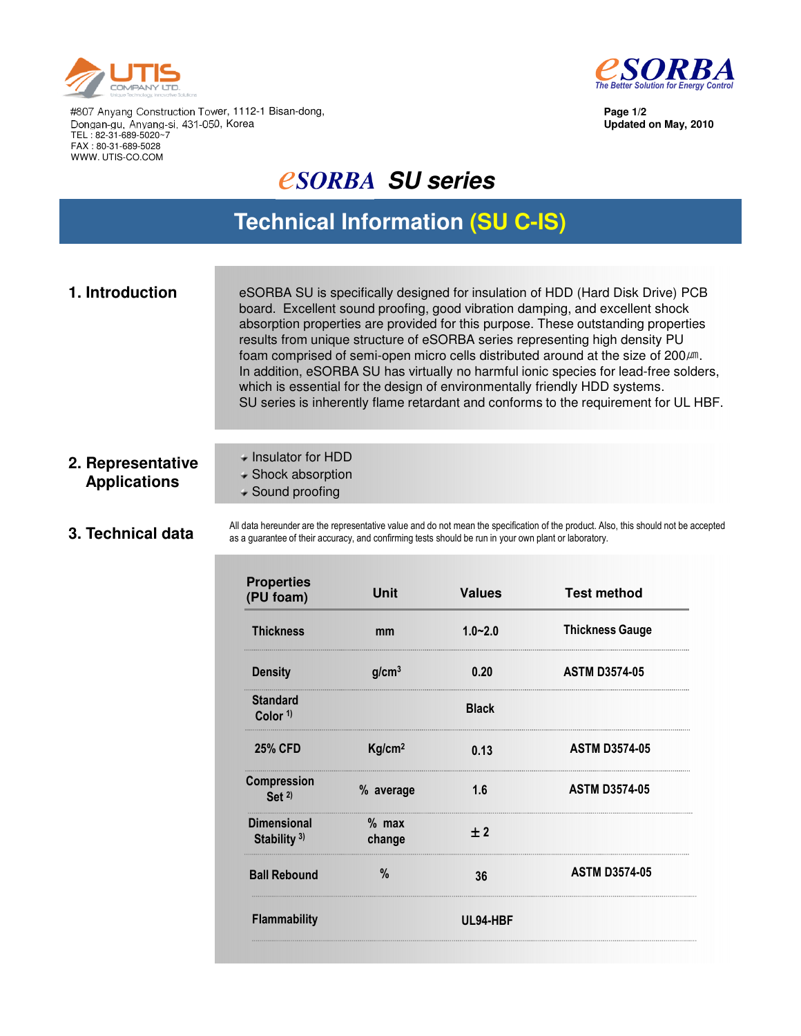UTIS COMPANY LTD.

#807 Anyang Construction Tower, 1112-1 Bisan-dong,
Dongan-gu, Anyang-si, 431-050, Korea
TEL : 82-31-689-5020~7
FAX : 80-31-689-5028
WWW. UTIS-CO.COM

eSORBA
The Better Solution for Energy Control

Page 1/2
Updated on May, 2010

# eSORBA SU series

## Technical Information (SU C-IS)

### 1. Introduction

eSORBA SU is specifically designed for insulation of HDD (Hard Disk Drive) PCB board. Excellent sound proofing, good vibration damping, and excellent shock absorption properties are provided for this purpose. These outstanding properties results from unique structure of eSORBA series representing high density PU foam comprised of semi-open micro cells distributed around at the size of 200㎛.
In addition, eSORBA SU has virtually no harmful ionic species for lead-free solders, which is essential for the design of environmentally friendly HDD systems.
SU series is inherently flame retardant and conforms to the requirement for UL HBF.

### 2. Representative Applications

- Insulator for HDD
- Shock absorption
- Sound proofing

### 3. Technical data

All data hereunder are the representative value and do not mean the specification of the product. Also, this should not be accepted as a guarantee of their accuracy, and confirming tests should be run in your own plant or laboratory.

| Properties (PU foam) | Unit | Values | Test method |
|---|---|---|---|
| Thickness | mm | 1.0~2.0 | Thickness Gauge |
| Density | $g/cm^3$ | 0.20 | ASTM D3574-05 |
| Standard Color [1] | | Black | |
| 25% CFD | $Kg/cm^2$ | 0.13 | ASTM D3574-05 |
| Compression Set [2] | % average | 1.6 | ASTM D3574-05 |
| Dimensional Stability [3] | % max change | ± 2 | |
| Ball Rebound | % | 36 | ASTM D3574-05 |
| Flammability | | UL94-HBF | |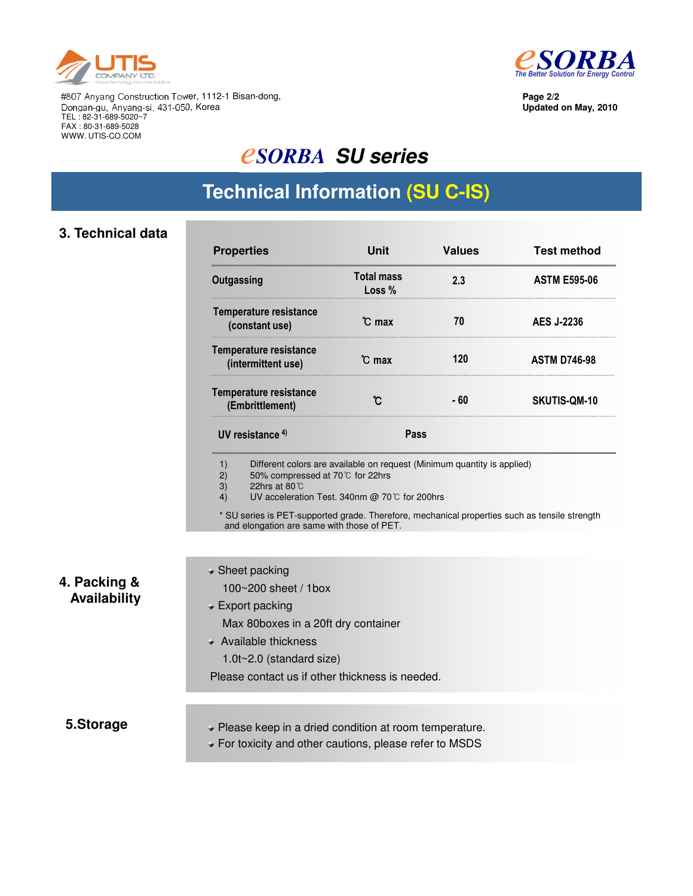#807 Anyang Construction Tower, 1112-1 Bisan-dong,
Dongan-gu, Anyang-si, 431-050, Korea
TEL : 82-31-689-5020~7
FAX : 80-31-689-5028
WWW. UTIS-CO.COM

Page 2/2
Updated on May, 2010

# eSORBA SU series

## Technical Information (SU C-IS)

### 3. Technical data

| Properties | Unit | Values | Test method |
|---|---|---|---|
| Outgassing | Total mass Loss % | 2.3 | ASTM E595-06 |
| Temperature resistance (constant use) | ℃ max | 70 | AES J-2236 |
| Temperature resistance (intermittent use) | ℃ max | 120 | ASTM D746-98 |
| Temperature resistance (Embrittlement) | ℃ | - 60 | SKUTIS-QM-10 |
| UV resistance [4] | | Pass | |

1) Different colors are available on request (Minimum quantity is applied)
2) 50% compressed at 70℃ for 22hrs
3) 22hrs at 80℃
4) UV acceleration Test. 340nm @ 70℃ for 200hrs

\* SU series is PET-supported grade. Therefore, mechanical properties such as tensile strength and elongation are same with those of PET.

### 4. Packing & Availability

- Sheet packing
  100~200 sheet / 1box
- Export packing
  Max 80boxes in a 20ft dry container
- Available thickness
  1.0t~2.0 (standard size)

Please contact us if other thickness is needed.

### 5.Storage

- Please keep in a dried condition at room temperature.
- For toxicity and other cautions, please refer to MSDS